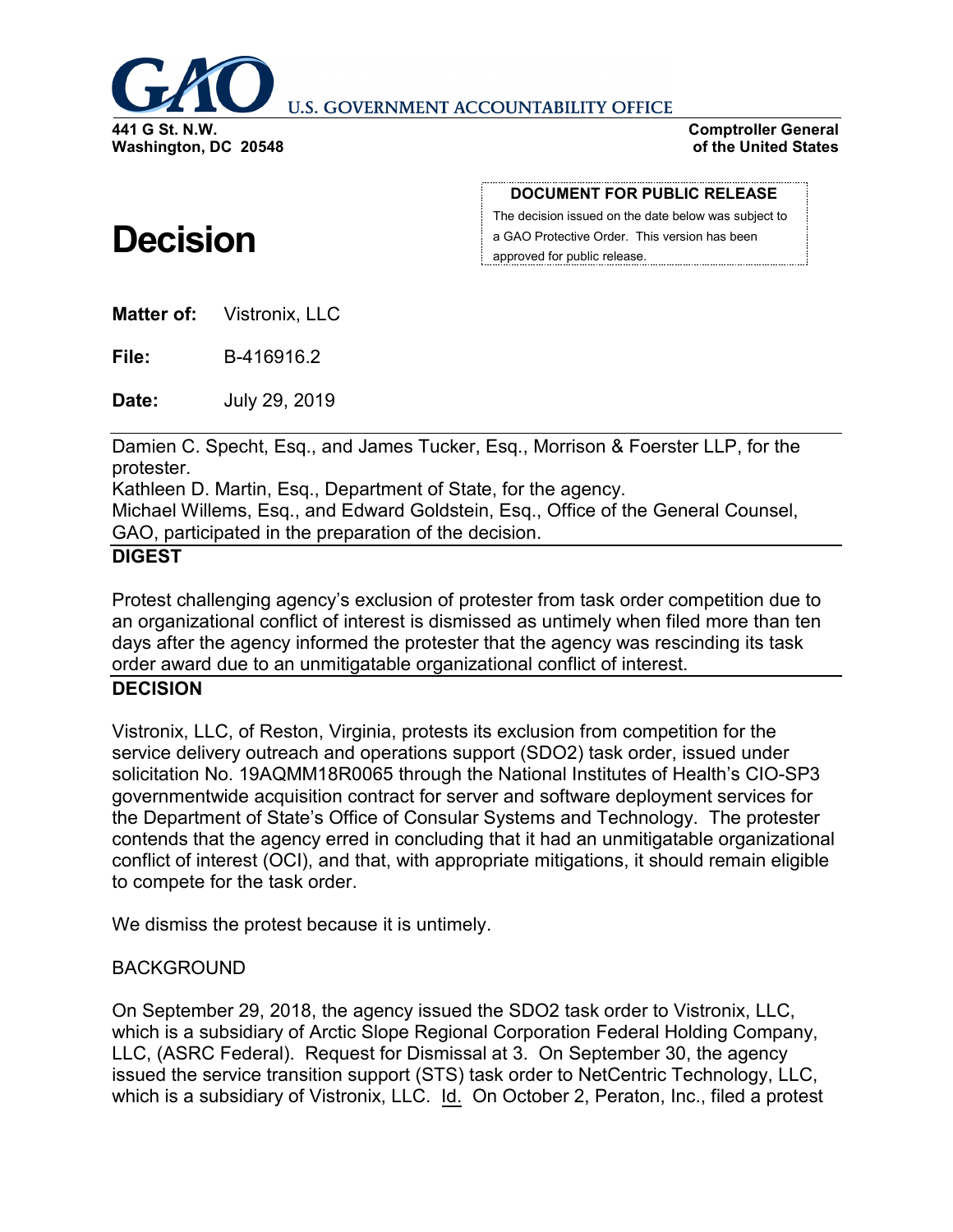U.S. GOVERNMENT ACCOUNTABILITY OFFICE

**441 G St. N.W.**
**Washington, DC 20548**

**Comptroller General**
**of the United States**

**DOCUMENT FOR PUBLIC RELEASE**

The decision issued on the date below was subject to a GAO Protective Order. This version has been approved for public release.

# Decision

**Matter of:** Vistronix, LLC

**File:** B-416916.2

**Date:** July 29, 2019

Damien C. Specht, Esq., and James Tucker, Esq., Morrison & Foerster LLP, for the protester.
Kathleen D. Martin, Esq., Department of State, for the agency.
Michael Willems, Esq., and Edward Goldstein, Esq., Office of the General Counsel, GAO, participated in the preparation of the decision.

## DIGEST

Protest challenging agency's exclusion of protester from task order competition due to an organizational conflict of interest is dismissed as untimely when filed more than ten days after the agency informed the protester that the agency was rescinding its task order award due to an unmitigatable organizational conflict of interest.

## DECISION

Vistronix, LLC, of Reston, Virginia, protests its exclusion from competition for the service delivery outreach and operations support (SDO2) task order, issued under solicitation No. 19AQMM18R0065 through the National Institutes of Health's CIO-SP3 governmentwide acquisition contract for server and software deployment services for the Department of State's Office of Consular Systems and Technology. The protester contends that the agency erred in concluding that it had an unmitigatable organizational conflict of interest (OCI), and that, with appropriate mitigations, it should remain eligible to compete for the task order.

We dismiss the protest because it is untimely.

BACKGROUND

On September 29, 2018, the agency issued the SDO2 task order to Vistronix, LLC, which is a subsidiary of Arctic Slope Regional Corporation Federal Holding Company, LLC, (ASRC Federal). Request for Dismissal at 3. On September 30, the agency issued the service transition support (STS) task order to NetCentric Technology, LLC, which is a subsidiary of Vistronix, LLC. Id. On October 2, Peraton, Inc., filed a protest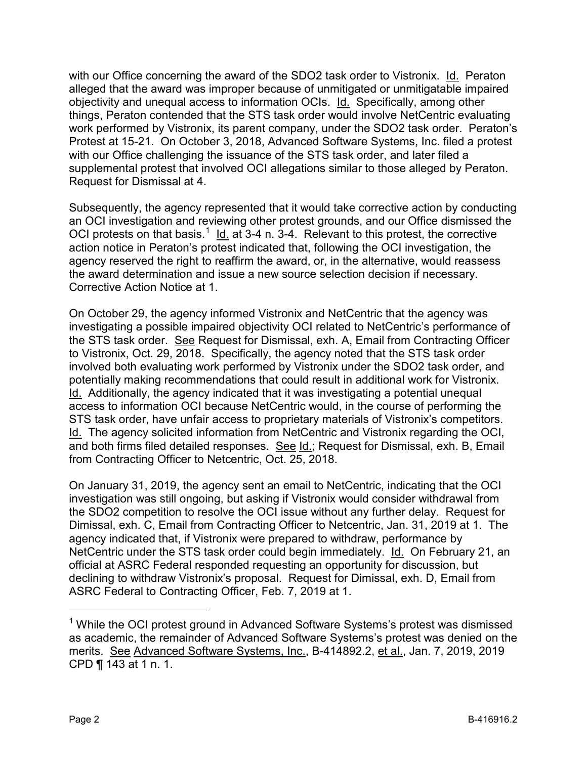with our Office concerning the award of the SDO2 task order to Vistronix. Id. Peraton alleged that the award was improper because of unmitigated or unmitigatable impaired objectivity and unequal access to information OCIs. Id. Specifically, among other things, Peraton contended that the STS task order would involve NetCentric evaluating work performed by Vistronix, its parent company, under the SDO2 task order. Peraton's Protest at 15-21. On October 3, 2018, Advanced Software Systems, Inc. filed a protest with our Office challenging the issuance of the STS task order, and later filed a supplemental protest that involved OCI allegations similar to those alleged by Peraton. Request for Dismissal at 4.

Subsequently, the agency represented that it would take corrective action by conducting an OCI investigation and reviewing other protest grounds, and our Office dismissed the OCI protests on that basis.[1] Id. at 3-4 n. 3-4. Relevant to this protest, the corrective action notice in Peraton's protest indicated that, following the OCI investigation, the agency reserved the right to reaffirm the award, or, in the alternative, would reassess the award determination and issue a new source selection decision if necessary. Corrective Action Notice at 1.

On October 29, the agency informed Vistronix and NetCentric that the agency was investigating a possible impaired objectivity OCI related to NetCentric's performance of the STS task order. See Request for Dismissal, exh. A, Email from Contracting Officer to Vistronix, Oct. 29, 2018. Specifically, the agency noted that the STS task order involved both evaluating work performed by Vistronix under the SDO2 task order, and potentially making recommendations that could result in additional work for Vistronix. Id. Additionally, the agency indicated that it was investigating a potential unequal access to information OCI because NetCentric would, in the course of performing the STS task order, have unfair access to proprietary materials of Vistronix's competitors. Id. The agency solicited information from NetCentric and Vistronix regarding the OCI, and both firms filed detailed responses. See Id.; Request for Dismissal, exh. B, Email from Contracting Officer to Netcentric, Oct. 25, 2018.

On January 31, 2019, the agency sent an email to NetCentric, indicating that the OCI investigation was still ongoing, but asking if Vistronix would consider withdrawal from the SDO2 competition to resolve the OCI issue without any further delay. Request for Dismissal, exh. C, Email from Contracting Officer to Netcentric, Jan. 31, 2019 at 1. The agency indicated that, if Vistronix were prepared to withdraw, performance by NetCentric under the STS task order could begin immediately. Id. On February 21, an official at ASRC Federal responded requesting an opportunity for discussion, but declining to withdraw Vistronix's proposal. Request for Dismissal, exh. D, Email from ASRC Federal to Contracting Officer, Feb. 7, 2019 at 1.

---

[1] While the OCI protest ground in Advanced Software Systems's protest was dismissed as academic, the remainder of Advanced Software Systems's protest was denied on the merits. See Advanced Software Systems, Inc., B-414892.2, et al., Jan. 7, 2019, 2019 CPD ¶ 143 at 1 n. 1.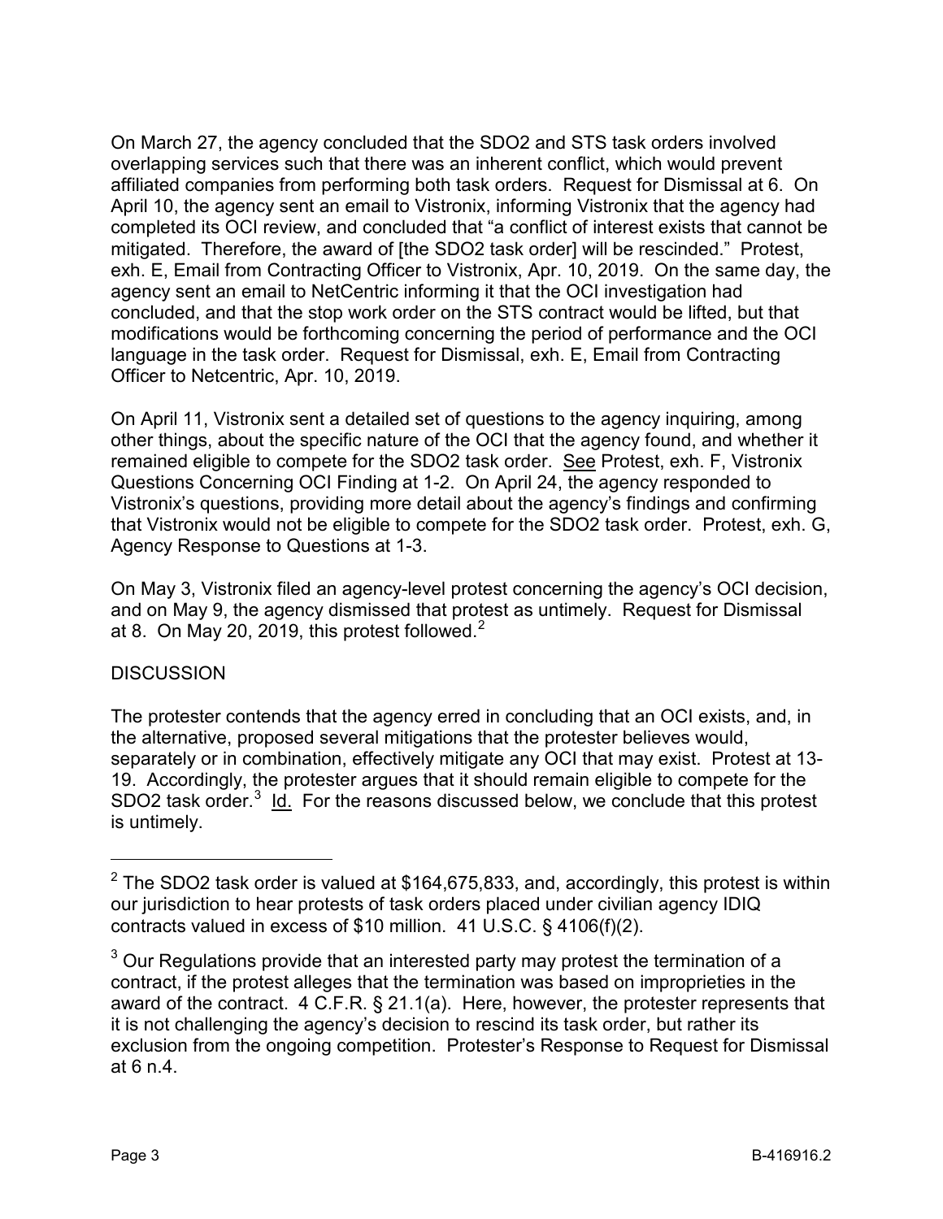On March 27, the agency concluded that the SDO2 and STS task orders involved overlapping services such that there was an inherent conflict, which would prevent affiliated companies from performing both task orders. Request for Dismissal at 6. On April 10, the agency sent an email to Vistronix, informing Vistronix that the agency had completed its OCI review, and concluded that "a conflict of interest exists that cannot be mitigated. Therefore, the award of [the SDO2 task order] will be rescinded." Protest, exh. E, Email from Contracting Officer to Vistronix, Apr. 10, 2019. On the same day, the agency sent an email to NetCentric informing it that the OCI investigation had concluded, and that the stop work order on the STS contract would be lifted, but that modifications would be forthcoming concerning the period of performance and the OCI language in the task order. Request for Dismissal, exh. E, Email from Contracting Officer to Netcentric, Apr. 10, 2019.

On April 11, Vistronix sent a detailed set of questions to the agency inquiring, among other things, about the specific nature of the OCI that the agency found, and whether it remained eligible to compete for the SDO2 task order. See Protest, exh. F, Vistronix Questions Concerning OCI Finding at 1-2. On April 24, the agency responded to Vistronix's questions, providing more detail about the agency's findings and confirming that Vistronix would not be eligible to compete for the SDO2 task order. Protest, exh. G, Agency Response to Questions at 1-3.

On May 3, Vistronix filed an agency-level protest concerning the agency's OCI decision, and on May 9, the agency dismissed that protest as untimely. Request for Dismissal at 8. On May 20, 2019, this protest followed.[2]

DISCUSSION

The protester contends that the agency erred in concluding that an OCI exists, and, in the alternative, proposed several mitigations that the protester believes would, separately or in combination, effectively mitigate any OCI that may exist. Protest at 13-19. Accordingly, the protester argues that it should remain eligible to compete for the SDO2 task order.[3] Id. For the reasons discussed below, we conclude that this protest is untimely.

---

[2] The SDO2 task order is valued at $164,675,833, and, accordingly, this protest is within our jurisdiction to hear protests of task orders placed under civilian agency IDIQ contracts valued in excess of $10 million. 41 U.S.C. § 4106(f)(2).

[3] Our Regulations provide that an interested party may protest the termination of a contract, if the protest alleges that the termination was based on improprieties in the award of the contract. 4 C.F.R. § 21.1(a). Here, however, the protester represents that it is not challenging the agency's decision to rescind its task order, but rather its exclusion from the ongoing competition. Protester's Response to Request for Dismissal at 6 n.4.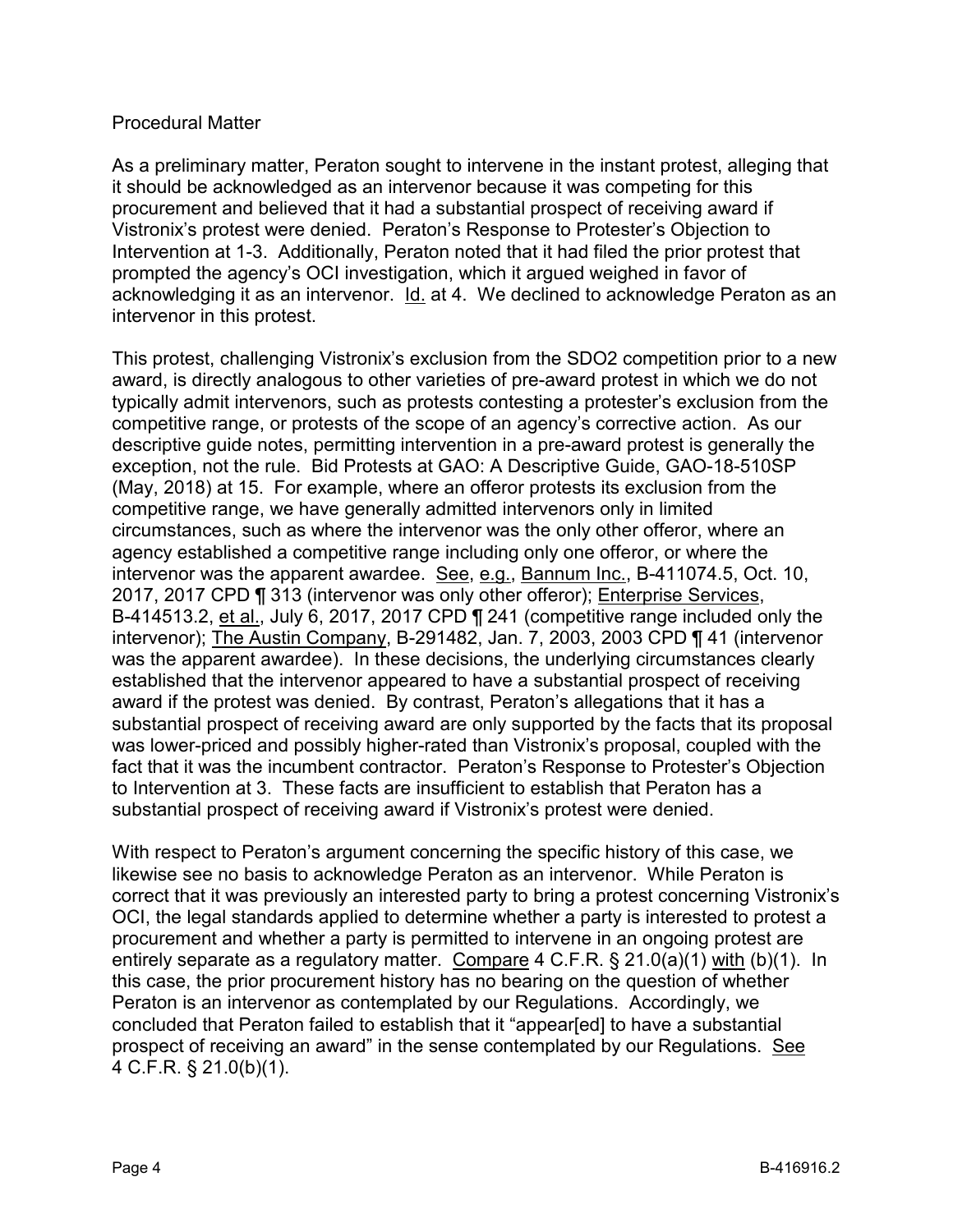Procedural Matter

As a preliminary matter, Peraton sought to intervene in the instant protest, alleging that it should be acknowledged as an intervenor because it was competing for this procurement and believed that it had a substantial prospect of receiving award if Vistronix's protest were denied. Peraton's Response to Protester's Objection to Intervention at 1-3. Additionally, Peraton noted that it had filed the prior protest that prompted the agency's OCI investigation, which it argued weighed in favor of acknowledging it as an intervenor. Id. at 4. We declined to acknowledge Peraton as an intervenor in this protest.

This protest, challenging Vistronix's exclusion from the SDO2 competition prior to a new award, is directly analogous to other varieties of pre-award protest in which we do not typically admit intervenors, such as protests contesting a protester's exclusion from the competitive range, or protests of the scope of an agency's corrective action. As our descriptive guide notes, permitting intervention in a pre-award protest is generally the exception, not the rule. Bid Protests at GAO: A Descriptive Guide, GAO-18-510SP (May, 2018) at 15. For example, where an offeror protests its exclusion from the competitive range, we have generally admitted intervenors only in limited circumstances, such as where the intervenor was the only other offeror, where an agency established a competitive range including only one offeror, or where the intervenor was the apparent awardee. See, e.g., Bannum Inc., B-411074.5, Oct. 10, 2017, 2017 CPD ¶ 313 (intervenor was only other offeror); Enterprise Services, B-414513.2, et al., July 6, 2017, 2017 CPD ¶ 241 (competitive range included only the intervenor); The Austin Company, B-291482, Jan. 7, 2003, 2003 CPD ¶ 41 (intervenor was the apparent awardee). In these decisions, the underlying circumstances clearly established that the intervenor appeared to have a substantial prospect of receiving award if the protest was denied. By contrast, Peraton's allegations that it has a substantial prospect of receiving award are only supported by the facts that its proposal was lower-priced and possibly higher-rated than Vistronix's proposal, coupled with the fact that it was the incumbent contractor. Peraton's Response to Protester's Objection to Intervention at 3. These facts are insufficient to establish that Peraton has a substantial prospect of receiving award if Vistronix's protest were denied.

With respect to Peraton's argument concerning the specific history of this case, we likewise see no basis to acknowledge Peraton as an intervenor. While Peraton is correct that it was previously an interested party to bring a protest concerning Vistronix's OCI, the legal standards applied to determine whether a party is interested to protest a procurement and whether a party is permitted to intervene in an ongoing protest are entirely separate as a regulatory matter. Compare 4 C.F.R. § 21.0(a)(1) with (b)(1). In this case, the prior procurement history has no bearing on the question of whether Peraton is an intervenor as contemplated by our Regulations. Accordingly, we concluded that Peraton failed to establish that it "appear[ed] to have a substantial prospect of receiving an award" in the sense contemplated by our Regulations. See 4 C.F.R. § 21.0(b)(1).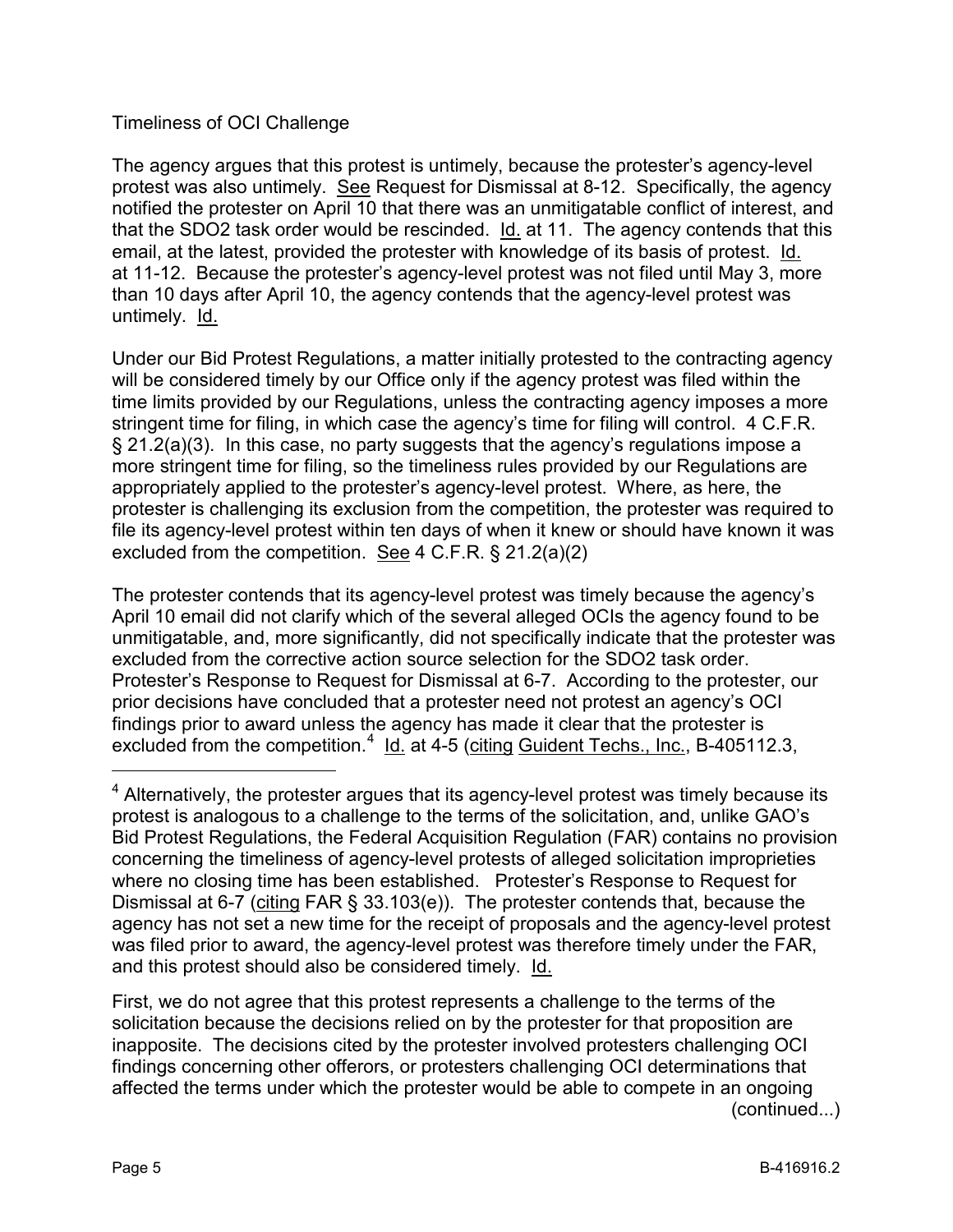Timeliness of OCI Challenge

The agency argues that this protest is untimely, because the protester's agency-level protest was also untimely. See Request for Dismissal at 8-12. Specifically, the agency notified the protester on April 10 that there was an unmitigatable conflict of interest, and that the SDO2 task order would be rescinded. Id. at 11. The agency contends that this email, at the latest, provided the protester with knowledge of its basis of protest. Id. at 11-12. Because the protester's agency-level protest was not filed until May 3, more than 10 days after April 10, the agency contends that the agency-level protest was untimely. Id.

Under our Bid Protest Regulations, a matter initially protested to the contracting agency will be considered timely by our Office only if the agency protest was filed within the time limits provided by our Regulations, unless the contracting agency imposes a more stringent time for filing, in which case the agency's time for filing will control. 4 C.F.R. § 21.2(a)(3). In this case, no party suggests that the agency's regulations impose a more stringent time for filing, so the timeliness rules provided by our Regulations are appropriately applied to the protester's agency-level protest. Where, as here, the protester is challenging its exclusion from the competition, the protester was required to file its agency-level protest within ten days of when it knew or should have known it was excluded from the competition. See 4 C.F.R. § 21.2(a)(2)

The protester contends that its agency-level protest was timely because the agency's April 10 email did not clarify which of the several alleged OCIs the agency found to be unmitigatable, and, more significantly, did not specifically indicate that the protester was excluded from the corrective action source selection for the SDO2 task order. Protester's Response to Request for Dismissal at 6-7. According to the protester, our prior decisions have concluded that a protester need not protest an agency's OCI findings prior to award unless the agency has made it clear that the protester is excluded from the competition.[4] Id. at 4-5 (citing Guident Techs., Inc., B-405112.3,

---

[4] Alternatively, the protester argues that its agency-level protest was timely because its protest is analogous to a challenge to the terms of the solicitation, and, unlike GAO's Bid Protest Regulations, the Federal Acquisition Regulation (FAR) contains no provision concerning the timeliness of agency-level protests of alleged solicitation improprieties where no closing time has been established. Protester's Response to Request for Dismissal at 6-7 (citing FAR § 33.103(e)). The protester contends that, because the agency has not set a new time for the receipt of proposals and the agency-level protest was filed prior to award, the agency-level protest was therefore timely under the FAR, and this protest should also be considered timely. Id.

First, we do not agree that this protest represents a challenge to the terms of the solicitation because the decisions relied on by the protester for that proposition are inapposite. The decisions cited by the protester involved protesters challenging OCI findings concerning other offerors, or protesters challenging OCI determinations that affected the terms under which the protester would be able to compete in an ongoing (continued...)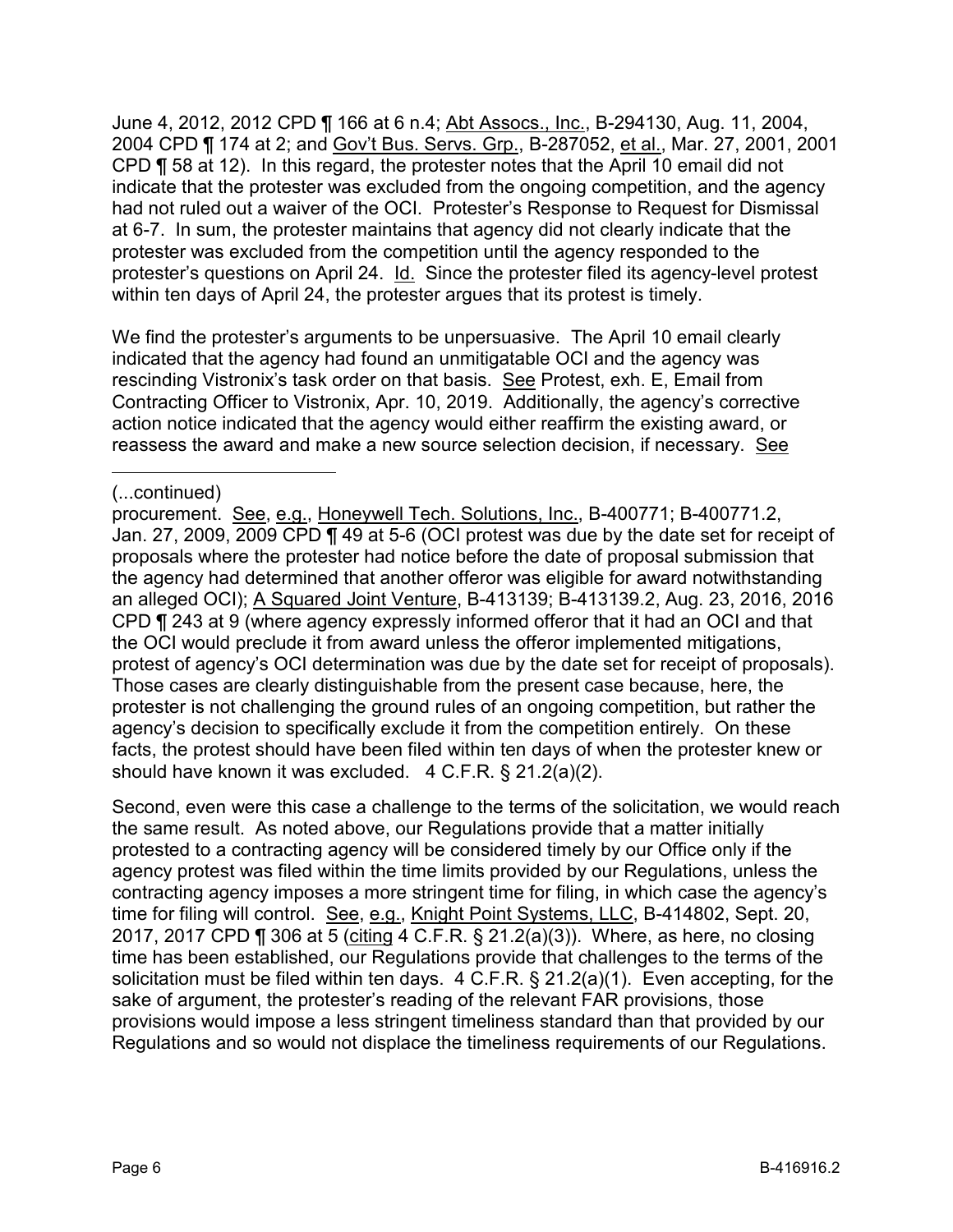June 4, 2012, 2012 CPD ¶ 166 at 6 n.4; Abt Assocs., Inc., B-294130, Aug. 11, 2004, 2004 CPD ¶ 174 at 2; and Gov't Bus. Servs. Grp., B-287052, et al., Mar. 27, 2001, 2001 CPD ¶ 58 at 12). In this regard, the protester notes that the April 10 email did not indicate that the protester was excluded from the ongoing competition, and the agency had not ruled out a waiver of the OCI. Protester's Response to Request for Dismissal at 6-7. In sum, the protester maintains that agency did not clearly indicate that the protester was excluded from the competition until the agency responded to the protester's questions on April 24. Id. Since the protester filed its agency-level protest within ten days of April 24, the protester argues that its protest is timely.

We find the protester's arguments to be unpersuasive. The April 10 email clearly indicated that the agency had found an unmitigatable OCI and the agency was rescinding Vistronix's task order on that basis. See Protest, exh. E, Email from Contracting Officer to Vistronix, Apr. 10, 2019. Additionally, the agency's corrective action notice indicated that the agency would either reaffirm the existing award, or reassess the award and make a new source selection decision, if necessary. See

---

(...continued)

procurement. See, e.g., Honeywell Tech. Solutions, Inc., B-400771; B-400771.2, Jan. 27, 2009, 2009 CPD ¶ 49 at 5-6 (OCI protest was due by the date set for receipt of proposals where the protester had notice before the date of proposal submission that the agency had determined that another offeror was eligible for award notwithstanding an alleged OCI); A Squared Joint Venture, B-413139; B-413139.2, Aug. 23, 2016, 2016 CPD ¶ 243 at 9 (where agency expressly informed offeror that it had an OCI and that the OCI would preclude it from award unless the offeror implemented mitigations, protest of agency's OCI determination was due by the date set for receipt of proposals). Those cases are clearly distinguishable from the present case because, here, the protester is not challenging the ground rules of an ongoing competition, but rather the agency's decision to specifically exclude it from the competition entirely. On these facts, the protest should have been filed within ten days of when the protester knew or should have known it was excluded. 4 C.F.R. § 21.2(a)(2).

Second, even were this case a challenge to the terms of the solicitation, we would reach the same result. As noted above, our Regulations provide that a matter initially protested to a contracting agency will be considered timely by our Office only if the agency protest was filed within the time limits provided by our Regulations, unless the contracting agency imposes a more stringent time for filing, in which case the agency's time for filing will control. See, e.g., Knight Point Systems, LLC, B-414802, Sept. 20, 2017, 2017 CPD ¶ 306 at 5 (citing 4 C.F.R. § 21.2(a)(3)). Where, as here, no closing time has been established, our Regulations provide that challenges to the terms of the solicitation must be filed within ten days. 4 C.F.R. § 21.2(a)(1). Even accepting, for the sake of argument, the protester's reading of the relevant FAR provisions, those provisions would impose a less stringent timeliness standard than that provided by our Regulations and so would not displace the timeliness requirements of our Regulations.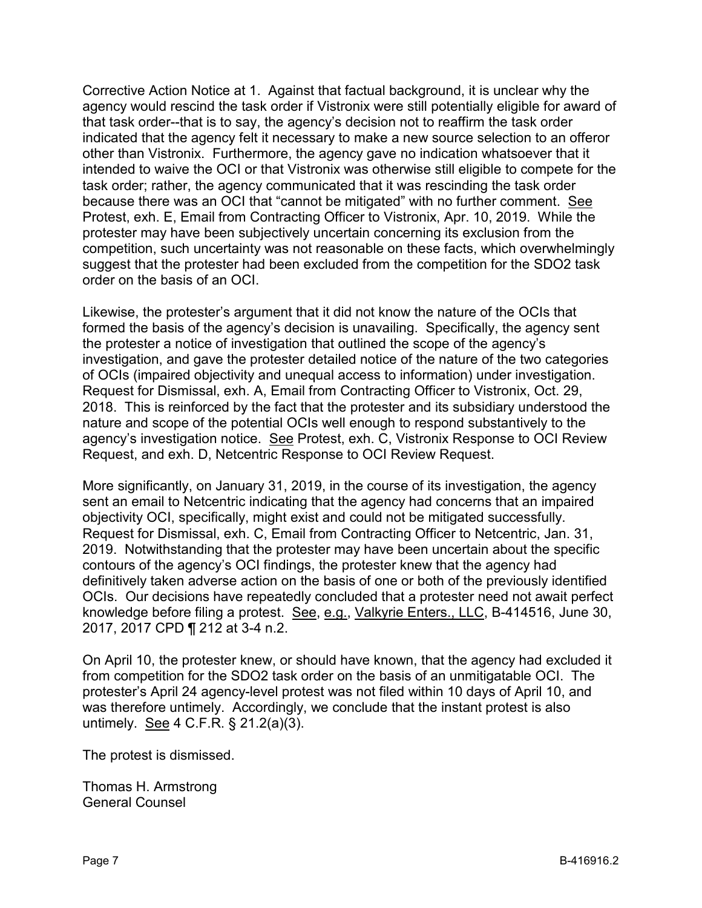Corrective Action Notice at 1. Against that factual background, it is unclear why the agency would rescind the task order if Vistronix were still potentially eligible for award of that task order--that is to say, the agency's decision not to reaffirm the task order indicated that the agency felt it necessary to make a new source selection to an offeror other than Vistronix. Furthermore, the agency gave no indication whatsoever that it intended to waive the OCI or that Vistronix was otherwise still eligible to compete for the task order; rather, the agency communicated that it was rescinding the task order because there was an OCI that "cannot be mitigated" with no further comment. See Protest, exh. E, Email from Contracting Officer to Vistronix, Apr. 10, 2019. While the protester may have been subjectively uncertain concerning its exclusion from the competition, such uncertainty was not reasonable on these facts, which overwhelmingly suggest that the protester had been excluded from the competition for the SDO2 task order on the basis of an OCI.

Likewise, the protester's argument that it did not know the nature of the OCIs that formed the basis of the agency's decision is unavailing. Specifically, the agency sent the protester a notice of investigation that outlined the scope of the agency's investigation, and gave the protester detailed notice of the nature of the two categories of OCIs (impaired objectivity and unequal access to information) under investigation. Request for Dismissal, exh. A, Email from Contracting Officer to Vistronix, Oct. 29, 2018. This is reinforced by the fact that the protester and its subsidiary understood the nature and scope of the potential OCIs well enough to respond substantively to the agency's investigation notice. See Protest, exh. C, Vistronix Response to OCI Review Request, and exh. D, Netcentric Response to OCI Review Request.

More significantly, on January 31, 2019, in the course of its investigation, the agency sent an email to Netcentric indicating that the agency had concerns that an impaired objectivity OCI, specifically, might exist and could not be mitigated successfully. Request for Dismissal, exh. C, Email from Contracting Officer to Netcentric, Jan. 31, 2019. Notwithstanding that the protester may have been uncertain about the specific contours of the agency's OCI findings, the protester knew that the agency had definitively taken adverse action on the basis of one or both of the previously identified OCIs. Our decisions have repeatedly concluded that a protester need not await perfect knowledge before filing a protest. See, e.g., Valkyrie Enters., LLC, B-414516, June 30, 2017, 2017 CPD ¶ 212 at 3-4 n.2.

On April 10, the protester knew, or should have known, that the agency had excluded it from competition for the SDO2 task order on the basis of an unmitigatable OCI. The protester's April 24 agency-level protest was not filed within 10 days of April 10, and was therefore untimely. Accordingly, we conclude that the instant protest is also untimely. See 4 C.F.R. § 21.2(a)(3).

The protest is dismissed.

Thomas H. Armstrong
General Counsel